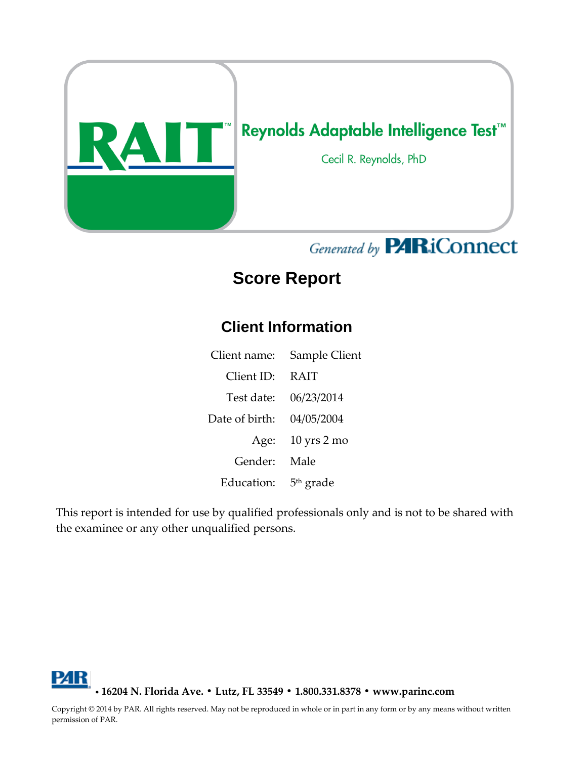# RAIT™ Reynolds Adaptable Intelligence Test™

Cecil R. Reynolds, PhD

*Generated by* PAR iConnect

## Score Report

### Client Information

| | |
|---|---|
| Client name: | Sample Client |
| Client ID: | RAIT |
| Test date: | 06/23/2014 |
| Date of birth: | 04/05/2004 |
| Age: | 10 yrs 2 mo |
| Gender: | Male |
| Education: | 5th grade |

This report is intended for use by qualified professionals only and is not to be shared with the examinee or any other unqualified persons.

PAR • 16204 N. Florida Ave. • Lutz, FL 33549 • 1.800.331.8378 • www.parinc.com

Copyright © 2014 by PAR. All rights reserved. May not be reproduced in whole or in part in any form or by any means without written permission of PAR.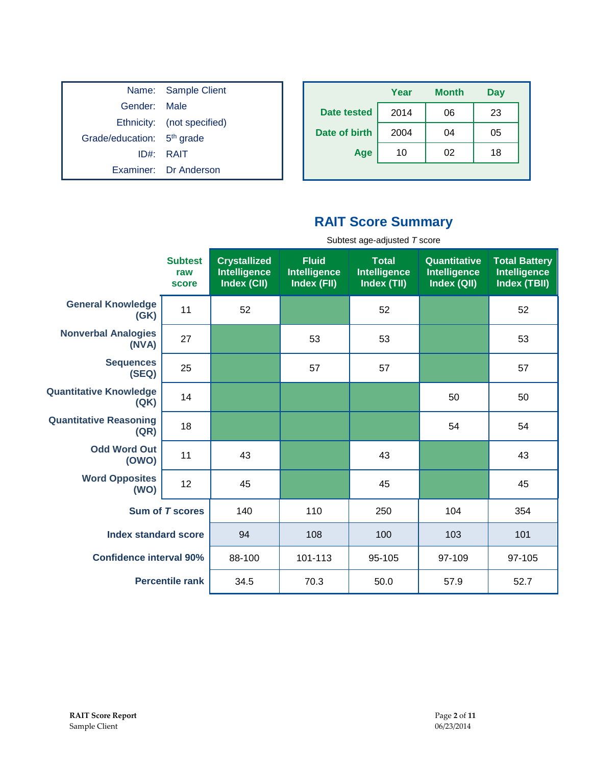| | |
|---|---|
| Name: | Sample Client |
| Gender: | Male |
| Ethnicity: | (not specified) |
| Grade/education: | 5th grade |
| ID#: | RAIT |
| Examiner: | Dr Anderson |

| | Year | Month | Day |
|---|---|---|---|
| Date tested | 2014 | 06 | 23 |
| Date of birth | 2004 | 04 | 05 |
| Age | 10 | 02 | 18 |

## RAIT Score Summary

Subtest age-adjusted *T* score

| | Subtest raw score | Crystallized Intelligence Index (CII) | Fluid Intelligence Index (FII) | Total Intelligence Index (TII) | Quantitative Intelligence Index (QII) | Total Battery Intelligence Index (TBII) |
|---|---|---|---|---|---|---|
| General Knowledge (GK) | 11 | 52 | | 52 | | 52 |
| Nonverbal Analogies (NVA) | 27 | | 53 | 53 | | 53 |
| Sequences (SEQ) | 25 | | 57 | 57 | | 57 |
| Quantitative Knowledge (QK) | 14 | | | | 50 | 50 |
| Quantitative Reasoning (QR) | 18 | | | | 54 | 54 |
| Odd Word Out (OWO) | 11 | 43 | | 43 | | 43 |
| Word Opposites (WO) | 12 | 45 | | 45 | | 45 |
| Sum of *T* scores | | 140 | 110 | 250 | 104 | 354 |
| Index standard score | | 94 | 108 | 100 | 103 | 101 |
| Confidence interval 90% | | 88-100 | 101-113 | 95-105 | 97-109 | 97-105 |
| Percentile rank | | 34.5 | 70.3 | 50.0 | 57.9 | 52.7 |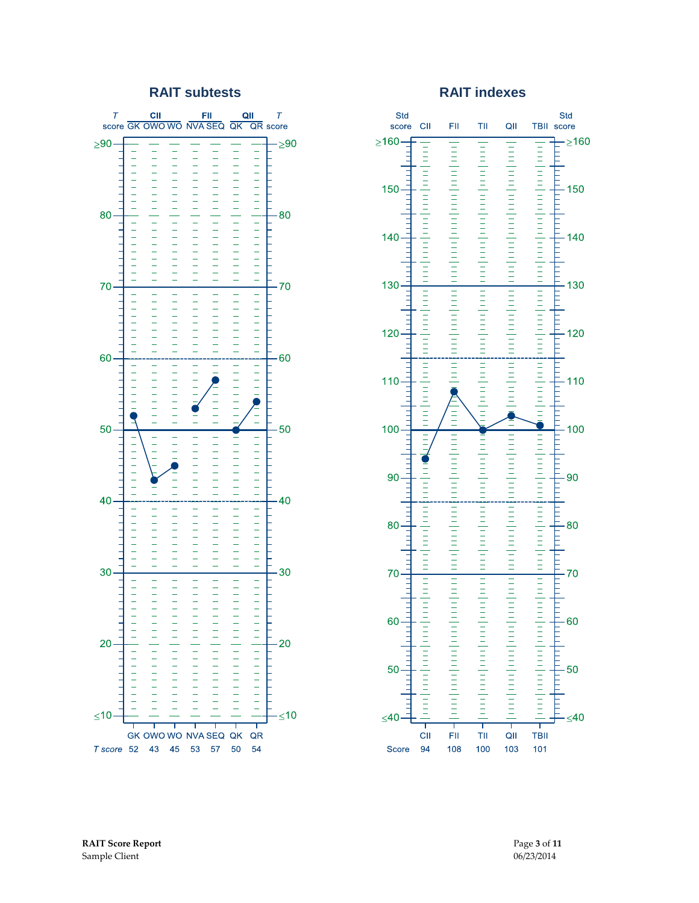## RAIT subtests

| | CII | | | FII | | QII | |
|---|---|---|---|---|---|---|---|
| | GK | OWO | WO | NVA | SEQ | QK | QR |
| *T* score | 52 | 43 | 45 | 53 | 57 | 50 | 54 |

## RAIT indexes

| | CII | FII | TII | QII | TBII |
|---|---|---|---|---|---|
| Score | 94 | 108 | 100 | 103 | 101 |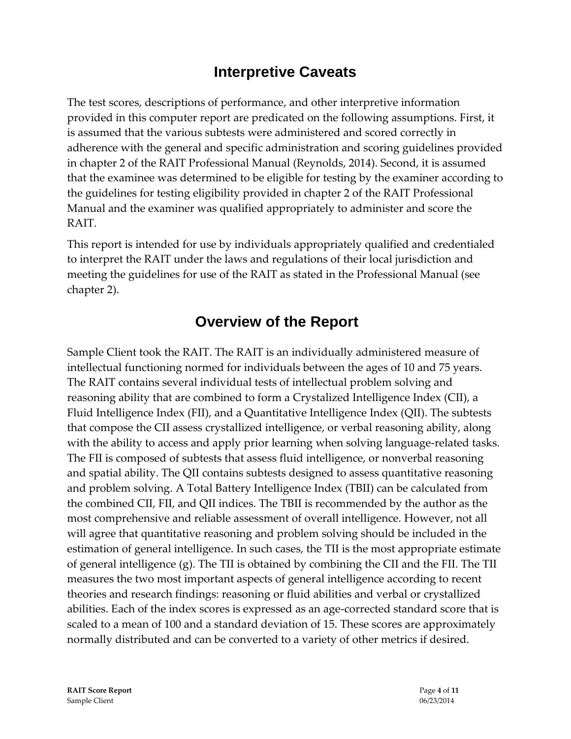## Interpretive Caveats

The test scores, descriptions of performance, and other interpretive information provided in this computer report are predicated on the following assumptions. First, it is assumed that the various subtests were administered and scored correctly in adherence with the general and specific administration and scoring guidelines provided in chapter 2 of the RAIT Professional Manual (Reynolds, 2014). Second, it is assumed that the examinee was determined to be eligible for testing by the examiner according to the guidelines for testing eligibility provided in chapter 2 of the RAIT Professional Manual and the examiner was qualified appropriately to administer and score the RAIT.

This report is intended for use by individuals appropriately qualified and credentialed to interpret the RAIT under the laws and regulations of their local jurisdiction and meeting the guidelines for use of the RAIT as stated in the Professional Manual (see chapter 2).

## Overview of the Report

Sample Client took the RAIT. The RAIT is an individually administered measure of intellectual functioning normed for individuals between the ages of 10 and 75 years. The RAIT contains several individual tests of intellectual problem solving and reasoning ability that are combined to form a Crystalized Intelligence Index (CII), a Fluid Intelligence Index (FII), and a Quantitative Intelligence Index (QII). The subtests that compose the CII assess crystallized intelligence, or verbal reasoning ability, along with the ability to access and apply prior learning when solving language-related tasks. The FII is composed of subtests that assess fluid intelligence, or nonverbal reasoning and spatial ability. The QII contains subtests designed to assess quantitative reasoning and problem solving. A Total Battery Intelligence Index (TBII) can be calculated from the combined CII, FII, and QII indices. The TBII is recommended by the author as the most comprehensive and reliable assessment of overall intelligence. However, not all will agree that quantitative reasoning and problem solving should be included in the estimation of general intelligence. In such cases, the TII is the most appropriate estimate of general intelligence (g). The TII is obtained by combining the CII and the FII. The TII measures the two most important aspects of general intelligence according to recent theories and research findings: reasoning or fluid abilities and verbal or crystallized abilities. Each of the index scores is expressed as an age-corrected standard score that is scaled to a mean of 100 and a standard deviation of 15. These scores are approximately normally distributed and can be converted to a variety of other metrics if desired.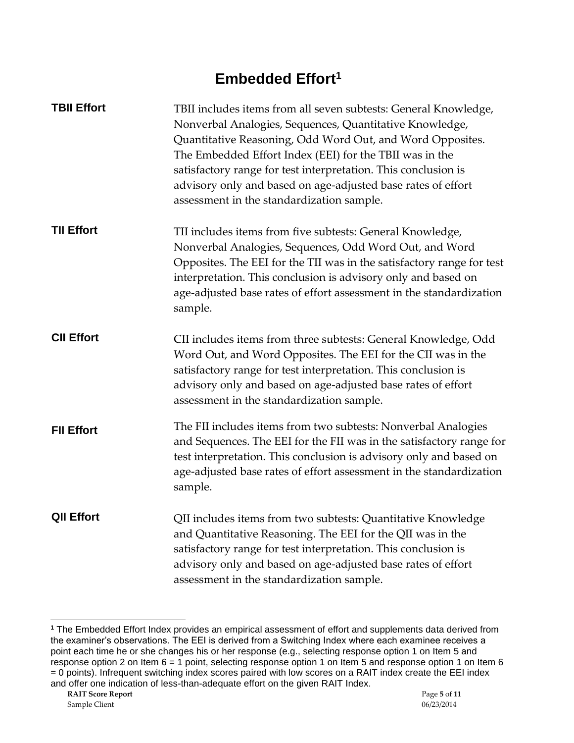# Embedded Effort[1]

**TBII Effort**

TBII includes items from all seven subtests: General Knowledge, Nonverbal Analogies, Sequences, Quantitative Knowledge, Quantitative Reasoning, Odd Word Out, and Word Opposites. The Embedded Effort Index (EEI) for the TBII was in the satisfactory range for test interpretation. This conclusion is advisory only and based on age-adjusted base rates of effort assessment in the standardization sample.

**TII Effort**

TII includes items from five subtests: General Knowledge, Nonverbal Analogies, Sequences, Odd Word Out, and Word Opposites. The EEI for the TII was in the satisfactory range for test interpretation. This conclusion is advisory only and based on age-adjusted base rates of effort assessment in the standardization sample.

**CII Effort**

CII includes items from three subtests: General Knowledge, Odd Word Out, and Word Opposites. The EEI for the CII was in the satisfactory range for test interpretation. This conclusion is advisory only and based on age-adjusted base rates of effort assessment in the standardization sample.

**FII Effort**

The FII includes items from two subtests: Nonverbal Analogies and Sequences. The EEI for the FII was in the satisfactory range for test interpretation. This conclusion is advisory only and based on age-adjusted base rates of effort assessment in the standardization sample.

**QII Effort**

QII includes items from two subtests: Quantitative Knowledge and Quantitative Reasoning. The EEI for the QII was in the satisfactory range for test interpretation. This conclusion is advisory only and based on age-adjusted base rates of effort assessment in the standardization sample.

---

[1] The Embedded Effort Index provides an empirical assessment of effort and supplements data derived from the examiner's observations. The EEI is derived from a Switching Index where each examinee receives a point each time he or she changes his or her response (e.g., selecting response option 1 on Item 5 and response option 2 on Item 6 = 1 point, selecting response option 1 on Item 5 and response option 1 on Item 6 = 0 points). Infrequent switching index scores paired with low scores on a RAIT index create the EEI index and offer one indication of less-than-adequate effort on the given RAIT Index.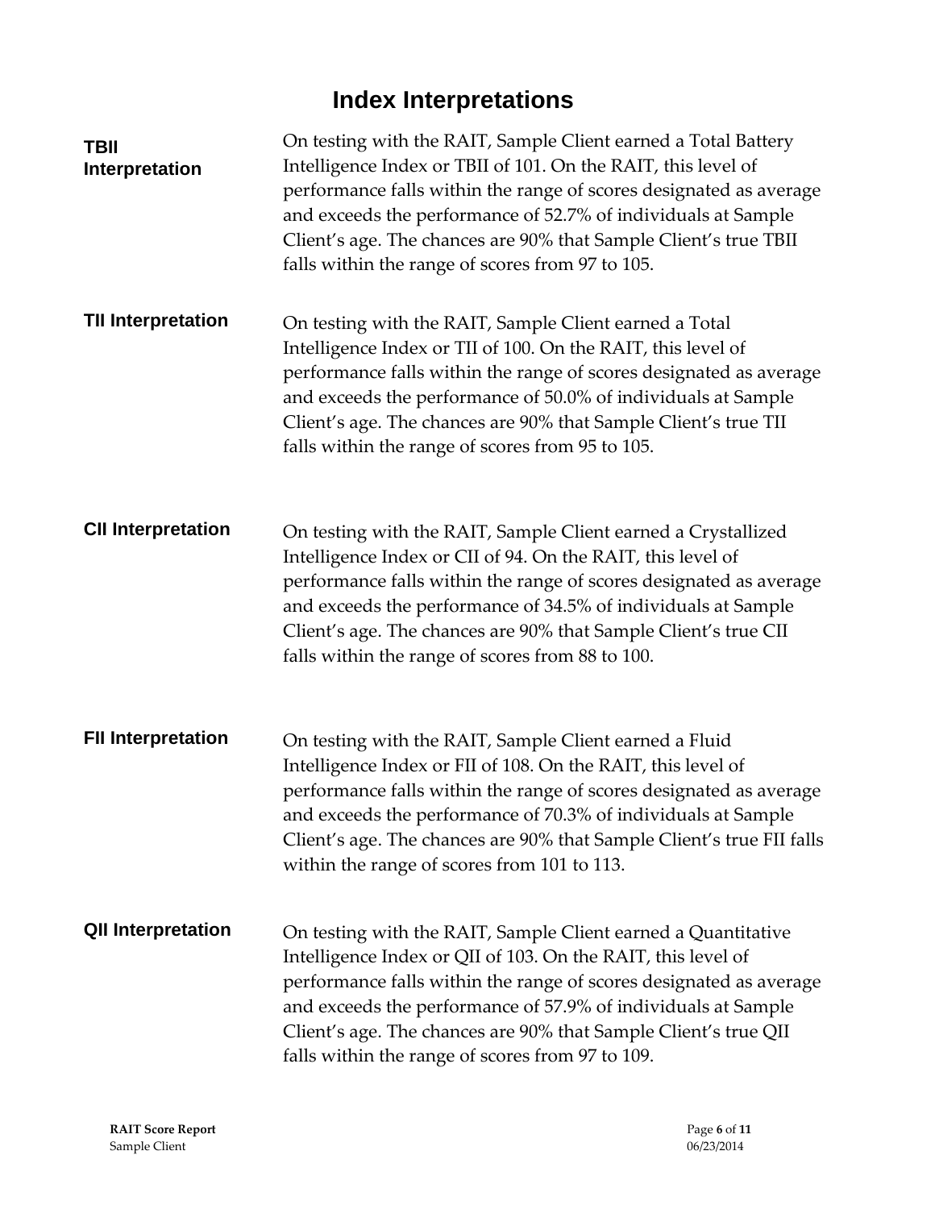# Index Interpretations

**TBII Interpretation**

On testing with the RAIT, Sample Client earned a Total Battery Intelligence Index or TBII of 101. On the RAIT, this level of performance falls within the range of scores designated as average and exceeds the performance of 52.7% of individuals at Sample Client's age. The chances are 90% that Sample Client's true TBII falls within the range of scores from 97 to 105.

**TII Interpretation**

On testing with the RAIT, Sample Client earned a Total Intelligence Index or TII of 100. On the RAIT, this level of performance falls within the range of scores designated as average and exceeds the performance of 50.0% of individuals at Sample Client's age. The chances are 90% that Sample Client's true TII falls within the range of scores from 95 to 105.

**CII Interpretation**

On testing with the RAIT, Sample Client earned a Crystallized Intelligence Index or CII of 94. On the RAIT, this level of performance falls within the range of scores designated as average and exceeds the performance of 34.5% of individuals at Sample Client's age. The chances are 90% that Sample Client's true CII falls within the range of scores from 88 to 100.

**FII Interpretation**

On testing with the RAIT, Sample Client earned a Fluid Intelligence Index or FII of 108. On the RAIT, this level of performance falls within the range of scores designated as average and exceeds the performance of 70.3% of individuals at Sample Client's age. The chances are 90% that Sample Client's true FII falls within the range of scores from 101 to 113.

**QII Interpretation**

On testing with the RAIT, Sample Client earned a Quantitative Intelligence Index or QII of 103. On the RAIT, this level of performance falls within the range of scores designated as average and exceeds the performance of 57.9% of individuals at Sample Client's age. The chances are 90% that Sample Client's true QII falls within the range of scores from 97 to 109.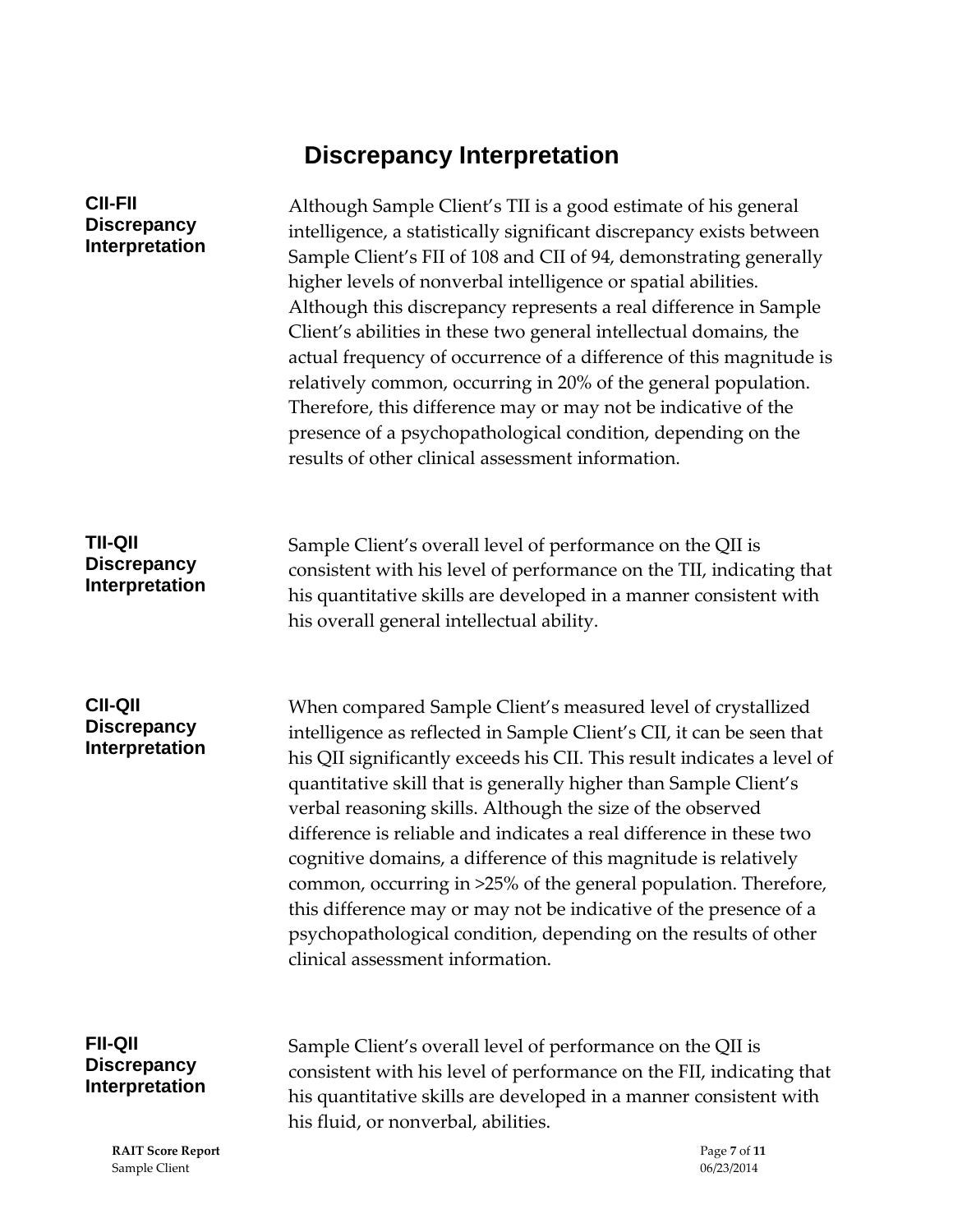# Discrepancy Interpretation

**CII-FII Discrepancy Interpretation**

Although Sample Client's TII is a good estimate of his general intelligence, a statistically significant discrepancy exists between Sample Client's FII of 108 and CII of 94, demonstrating generally higher levels of nonverbal intelligence or spatial abilities. Although this discrepancy represents a real difference in Sample Client's abilities in these two general intellectual domains, the actual frequency of occurrence of a difference of this magnitude is relatively common, occurring in 20% of the general population. Therefore, this difference may or may not be indicative of the presence of a psychopathological condition, depending on the results of other clinical assessment information.

**TII-QII Discrepancy Interpretation**

Sample Client's overall level of performance on the QII is consistent with his level of performance on the TII, indicating that his quantitative skills are developed in a manner consistent with his overall general intellectual ability.

**CII-QII Discrepancy Interpretation**

When compared Sample Client's measured level of crystallized intelligence as reflected in Sample Client's CII, it can be seen that his QII significantly exceeds his CII. This result indicates a level of quantitative skill that is generally higher than Sample Client's verbal reasoning skills. Although the size of the observed difference is reliable and indicates a real difference in these two cognitive domains, a difference of this magnitude is relatively common, occurring in >25% of the general population. Therefore, this difference may or may not be indicative of the presence of a psychopathological condition, depending on the results of other clinical assessment information.

**FII-QII Discrepancy Interpretation**

Sample Client's overall level of performance on the QII is consistent with his level of performance on the FII, indicating that his quantitative skills are developed in a manner consistent with his fluid, or nonverbal, abilities.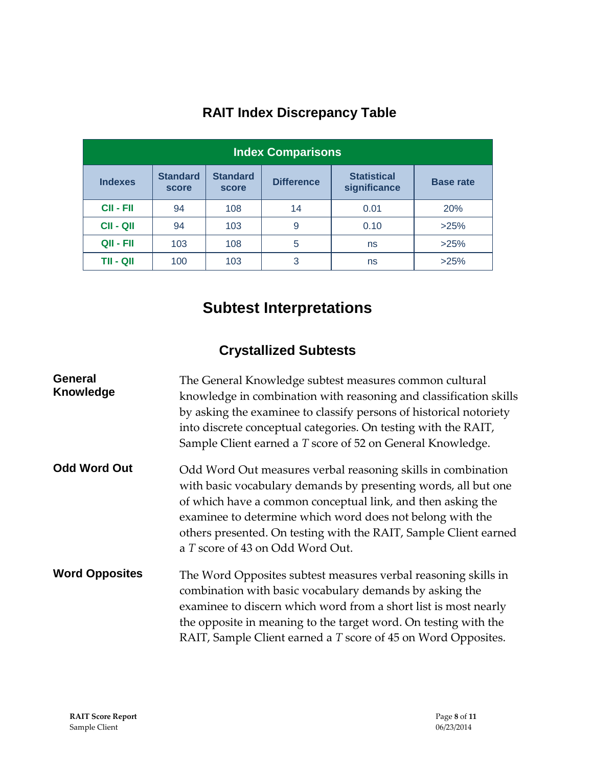## RAIT Index Discrepancy Table

| Index Comparisons | | | | | |
|---|---|---|---|---|---|
| Indexes | Standard score | Standard score | Difference | Statistical significance | Base rate |
| CII - FII | 94 | 108 | 14 | 0.01 | 20% |
| CII - QII | 94 | 103 | 9 | 0.10 | >25% |
| QII - FII | 103 | 108 | 5 | ns | >25% |
| TII - QII | 100 | 103 | 3 | ns | >25% |

## Subtest Interpretations

### Crystallized Subtests

**General Knowledge**

The General Knowledge subtest measures common cultural knowledge in combination with reasoning and classification skills by asking the examinee to classify persons of historical notoriety into discrete conceptual categories. On testing with the RAIT, Sample Client earned a *T* score of 52 on General Knowledge.

**Odd Word Out**

Odd Word Out measures verbal reasoning skills in combination with basic vocabulary demands by presenting words, all but one of which have a common conceptual link, and then asking the examinee to determine which word does not belong with the others presented. On testing with the RAIT, Sample Client earned a *T* score of 43 on Odd Word Out.

**Word Opposites**

The Word Opposites subtest measures verbal reasoning skills in combination with basic vocabulary demands by asking the examinee to discern which word from a short list is most nearly the opposite in meaning to the target word. On testing with the RAIT, Sample Client earned a *T* score of 45 on Word Opposites.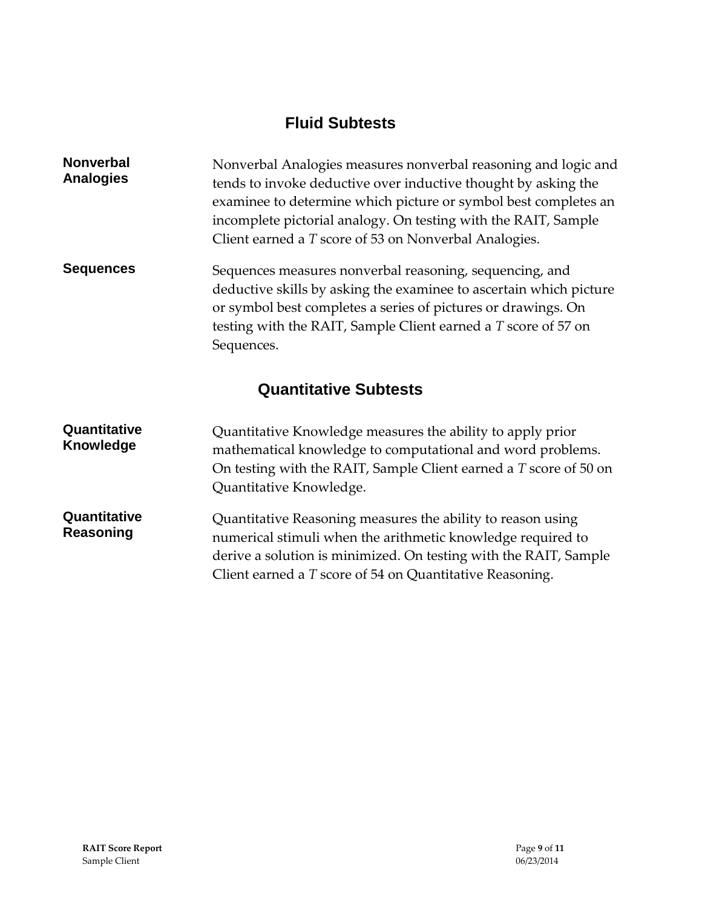## Fluid Subtests

**Nonverbal Analogies**

Nonverbal Analogies measures nonverbal reasoning and logic and tends to invoke deductive over inductive thought by asking the examinee to determine which picture or symbol best completes an incomplete pictorial analogy. On testing with the RAIT, Sample Client earned a *T* score of 53 on Nonverbal Analogies.

**Sequences**

Sequences measures nonverbal reasoning, sequencing, and deductive skills by asking the examinee to ascertain which picture or symbol best completes a series of pictures or drawings. On testing with the RAIT, Sample Client earned a *T* score of 57 on Sequences.

## Quantitative Subtests

**Quantitative Knowledge**

Quantitative Knowledge measures the ability to apply prior mathematical knowledge to computational and word problems. On testing with the RAIT, Sample Client earned a *T* score of 50 on Quantitative Knowledge.

**Quantitative Reasoning**

Quantitative Reasoning measures the ability to reason using numerical stimuli when the arithmetic knowledge required to derive a solution is minimized. On testing with the RAIT, Sample Client earned a *T* score of 54 on Quantitative Reasoning.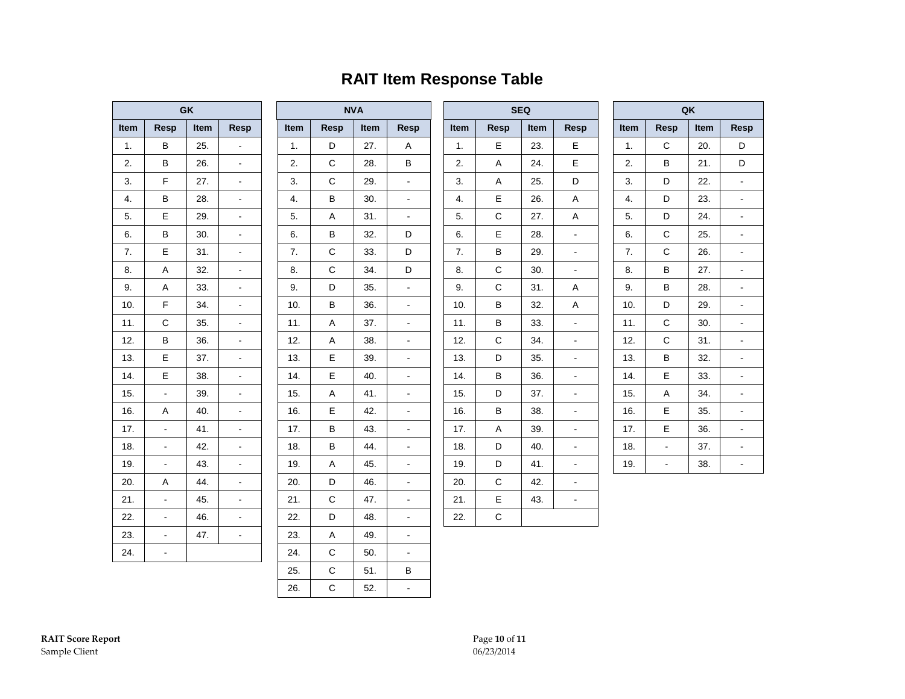# RAIT Item Response Table

| GK | | | |
|---|---|---|---|
| Item | Resp | Item | Resp |
| 1. | B | 25. | - |
| 2. | B | 26. | - |
| 3. | F | 27. | - |
| 4. | B | 28. | - |
| 5. | E | 29. | - |
| 6. | B | 30. | - |
| 7. | E | 31. | - |
| 8. | A | 32. | - |
| 9. | A | 33. | - |
| 10. | F | 34. | - |
| 11. | C | 35. | - |
| 12. | B | 36. | - |
| 13. | E | 37. | - |
| 14. | E | 38. | - |
| 15. | - | 39. | - |
| 16. | A | 40. | - |
| 17. | - | 41. | - |
| 18. | - | 42. | - |
| 19. | - | 43. | - |
| 20. | A | 44. | - |
| 21. | - | 45. | - |
| 22. | - | 46. | - |
| 23. | - | 47. | - |
| 24. | - | | |

| NVA | | | |
|---|---|---|---|
| Item | Resp | Item | Resp |
| 1. | D | 27. | A |
| 2. | C | 28. | B |
| 3. | C | 29. | - |
| 4. | B | 30. | - |
| 5. | A | 31. | - |
| 6. | B | 32. | D |
| 7. | C | 33. | D |
| 8. | C | 34. | D |
| 9. | D | 35. | - |
| 10. | B | 36. | - |
| 11. | A | 37. | - |
| 12. | A | 38. | - |
| 13. | E | 39. | - |
| 14. | E | 40. | - |
| 15. | A | 41. | - |
| 16. | E | 42. | - |
| 17. | B | 43. | - |
| 18. | B | 44. | - |
| 19. | A | 45. | - |
| 20. | D | 46. | - |
| 21. | C | 47. | - |
| 22. | D | 48. | - |
| 23. | A | 49. | - |
| 24. | C | 50. | - |
| 25. | C | 51. | B |
| 26. | C | 52. | - |

| SEQ | | | |
|---|---|---|---|
| Item | Resp | Item | Resp |
| 1. | E | 23. | E |
| 2. | A | 24. | E |
| 3. | A | 25. | D |
| 4. | E | 26. | A |
| 5. | C | 27. | A |
| 6. | E | 28. | - |
| 7. | B | 29. | - |
| 8. | C | 30. | - |
| 9. | C | 31. | A |
| 10. | B | 32. | A |
| 11. | B | 33. | - |
| 12. | C | 34. | - |
| 13. | D | 35. | - |
| 14. | B | 36. | - |
| 15. | D | 37. | - |
| 16. | B | 38. | - |
| 17. | A | 39. | - |
| 18. | D | 40. | - |
| 19. | D | 41. | - |
| 20. | C | 42. | - |
| 21. | E | 43. | - |
| 22. | C | | |

| QK | | | |
|---|---|---|---|
| Item | Resp | Item | Resp |
| 1. | C | 20. | D |
| 2. | B | 21. | D |
| 3. | D | 22. | - |
| 4. | D | 23. | - |
| 5. | D | 24. | - |
| 6. | C | 25. | - |
| 7. | C | 26. | - |
| 8. | B | 27. | - |
| 9. | B | 28. | - |
| 10. | D | 29. | - |
| 11. | C | 30. | - |
| 12. | C | 31. | - |
| 13. | B | 32. | - |
| 14. | E | 33. | - |
| 15. | A | 34. | - |
| 16. | E | 35. | - |
| 17. | E | 36. | - |
| 18. | - | 37. | - |
| 19. | - | 38. | - |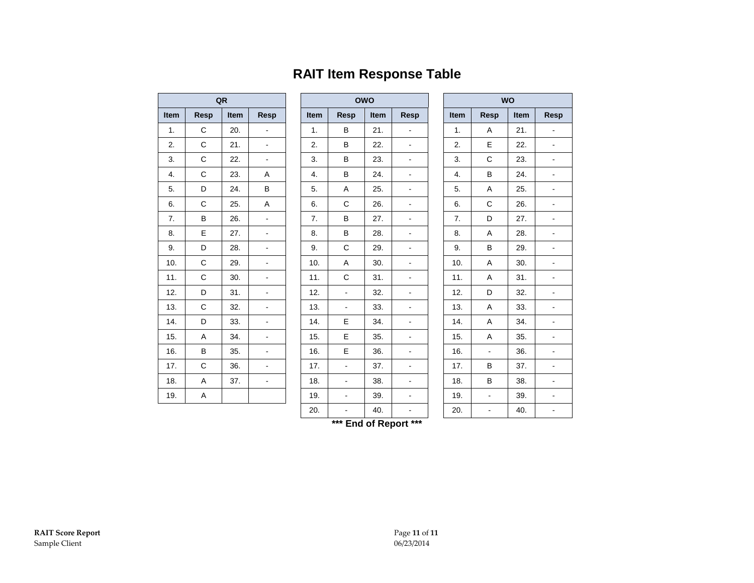# RAIT Item Response Table

| QR | | | |
|---|---|---|---|
| **Item** | **Resp** | **Item** | **Resp** |
| 1. | C | 20. | - |
| 2. | C | 21. | - |
| 3. | C | 22. | - |
| 4. | C | 23. | A |
| 5. | D | 24. | B |
| 6. | C | 25. | A |
| 7. | B | 26. | - |
| 8. | E | 27. | - |
| 9. | D | 28. | - |
| 10. | C | 29. | - |
| 11. | C | 30. | - |
| 12. | D | 31. | - |
| 13. | C | 32. | - |
| 14. | D | 33. | - |
| 15. | A | 34. | - |
| 16. | B | 35. | - |
| 17. | C | 36. | - |
| 18. | A | 37. | - |
| 19. | A | | |

| OWO | | | |
|---|---|---|---|
| **Item** | **Resp** | **Item** | **Resp** |
| 1. | B | 21. | - |
| 2. | B | 22. | - |
| 3. | B | 23. | - |
| 4. | B | 24. | - |
| 5. | A | 25. | - |
| 6. | C | 26. | - |
| 7. | B | 27. | - |
| 8. | B | 28. | - |
| 9. | C | 29. | - |
| 10. | A | 30. | - |
| 11. | C | 31. | - |
| 12. | - | 32. | - |
| 13. | - | 33. | - |
| 14. | E | 34. | - |
| 15. | E | 35. | - |
| 16. | E | 36. | - |
| 17. | - | 37. | - |
| 18. | - | 38. | - |
| 19. | - | 39. | - |
| 20. | - | 40. | - |

| WO | | | |
|---|---|---|---|
| **Item** | **Resp** | **Item** | **Resp** |
| 1. | A | 21. | - |
| 2. | E | 22. | - |
| 3. | C | 23. | - |
| 4. | B | 24. | - |
| 5. | A | 25. | - |
| 6. | C | 26. | - |
| 7. | D | 27. | - |
| 8. | A | 28. | - |
| 9. | B | 29. | - |
| 10. | A | 30. | - |
| 11. | A | 31. | - |
| 12. | D | 32. | - |
| 13. | A | 33. | - |
| 14. | A | 34. | - |
| 15. | A | 35. | - |
| 16. | - | 36. | - |
| 17. | B | 37. | - |
| 18. | B | 38. | - |
| 19. | - | 39. | - |
| 20. | - | 40. | - |

**\*\*\* End of Report \*\*\***